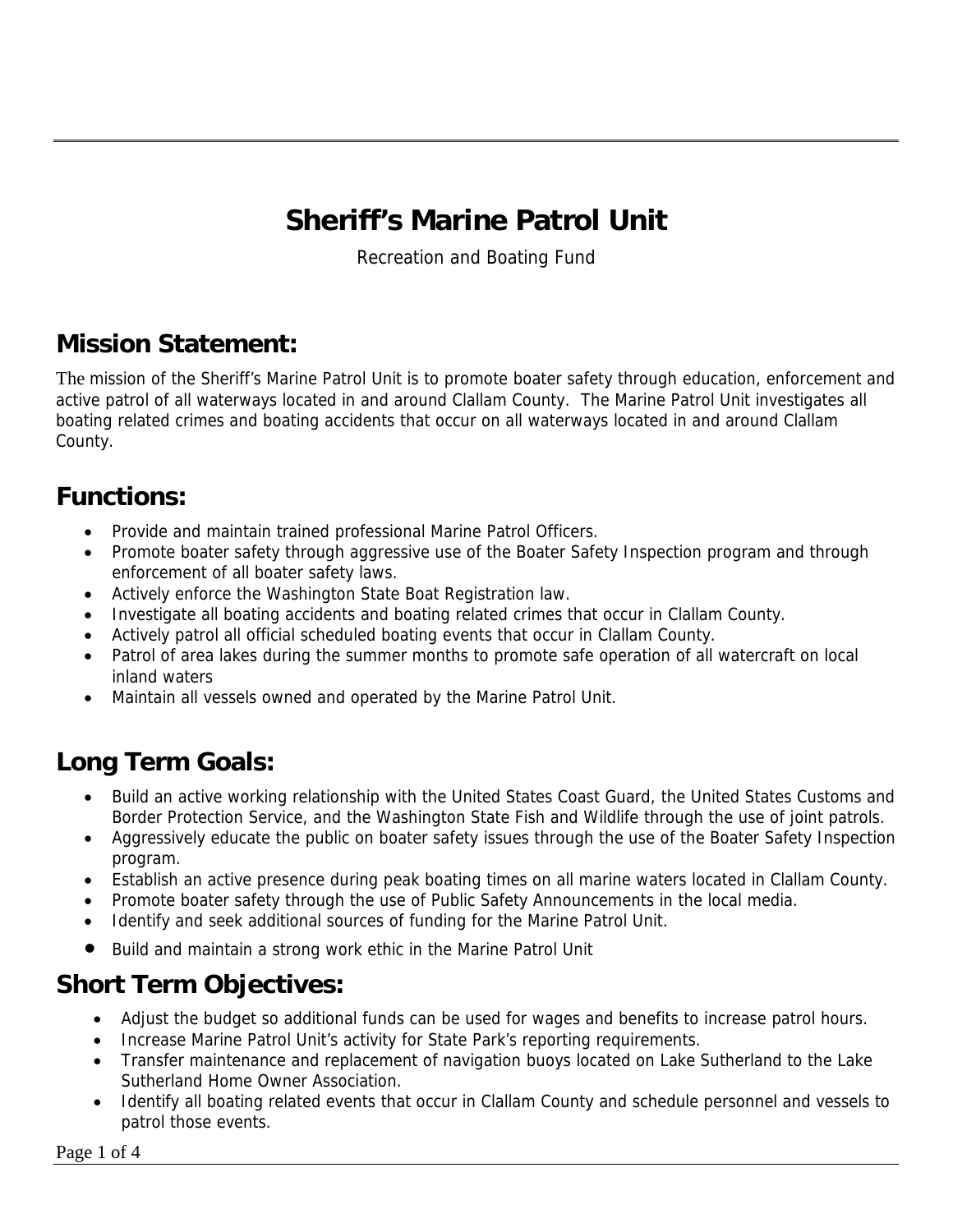# Sheriff's Marine Patrol Unit

Recreation and Boating Fund

## Mission Statement:

The mission of the Sheriff's Marine Patrol Unit is to promote boater safety through education, enforcement and active patrol of all waterways located in and around Clallam County. The Marine Patrol Unit investigates all boating related crimes and boating accidents that occur on all waterways located in and around Clallam County.

## Functions:

- Provide and maintain trained professional Marine Patrol Officers.
- Promote boater safety through aggressive use of the Boater Safety Inspection program and through enforcement of all boater safety laws.
- Actively enforce the Washington State Boat Registration law.
- Investigate all boating accidents and boating related crimes that occur in Clallam County.
- Actively patrol all official scheduled boating events that occur in Clallam County.
- Patrol of area lakes during the summer months to promote safe operation of all watercraft on local inland waters
- Maintain all vessels owned and operated by the Marine Patrol Unit.

## Long Term Goals:

- Build an active working relationship with the United States Coast Guard, the United States Customs and Border Protection Service, and the Washington State Fish and Wildlife through the use of joint patrols.
- Aggressively educate the public on boater safety issues through the use of the Boater Safety Inspection program.
- Establish an active presence during peak boating times on all marine waters located in Clallam County.
- Promote boater safety through the use of Public Safety Announcements in the local media.
- Identify and seek additional sources of funding for the Marine Patrol Unit.
- Build and maintain a strong work ethic in the Marine Patrol Unit

## Short Term Objectives:

- Adjust the budget so additional funds can be used for wages and benefits to increase patrol hours.
- Increase Marine Patrol Unit's activity for State Park's reporting requirements.
- Transfer maintenance and replacement of navigation buoys located on Lake Sutherland to the Lake Sutherland Home Owner Association.
- Identify all boating related events that occur in Clallam County and schedule personnel and vessels to patrol those events.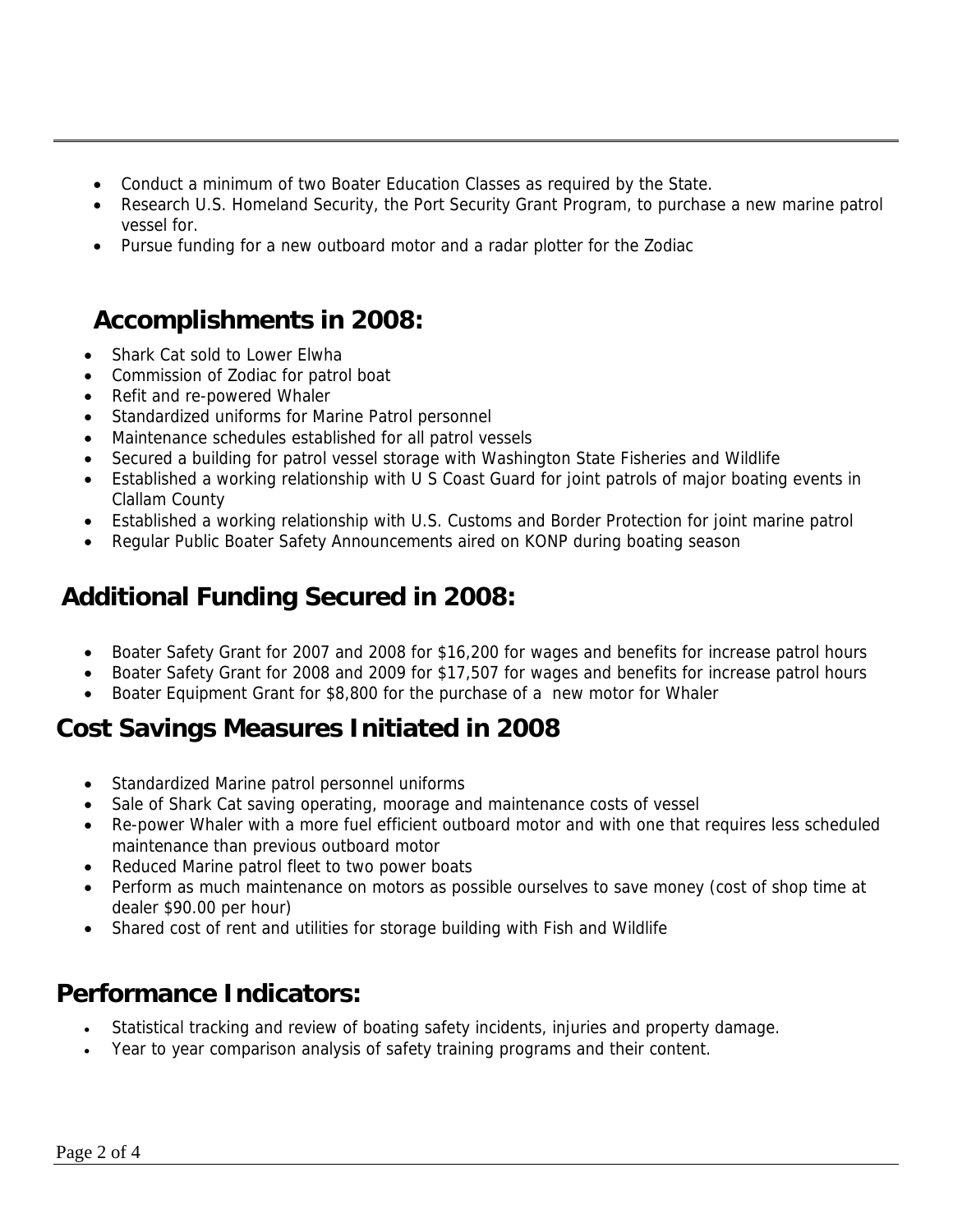- Conduct a minimum of two Boater Education Classes as required by the State.
- Research U.S. Homeland Security, the Port Security Grant Program, to purchase a new marine patrol vessel for.
- Pursue funding for a new outboard motor and a radar plotter for the Zodiac

## Accomplishments in 2008:

- Shark Cat sold to Lower Elwha
- Commission of Zodiac for patrol boat
- Refit and re-powered Whaler
- Standardized uniforms for Marine Patrol personnel
- Maintenance schedules established for all patrol vessels
- Secured a building for patrol vessel storage with Washington State Fisheries and Wildlife
- Established a working relationship with U S Coast Guard for joint patrols of major boating events in Clallam County
- Established a working relationship with U.S. Customs and Border Protection for joint marine patrol
- Regular Public Boater Safety Announcements aired on KONP during boating season

## Additional Funding Secured in 2008:

- Boater Safety Grant for 2007 and 2008 for $16,200 for wages and benefits for increase patrol hours
- Boater Safety Grant for 2008 and 2009 for $17,507 for wages and benefits for increase patrol hours
- Boater Equipment Grant for $8,800 for the purchase of a new motor for Whaler

## Cost Savings Measures Initiated in 2008

- Standardized Marine patrol personnel uniforms
- Sale of Shark Cat saving operating, moorage and maintenance costs of vessel
- Re-power Whaler with a more fuel efficient outboard motor and with one that requires less scheduled maintenance than previous outboard motor
- Reduced Marine patrol fleet to two power boats
- Perform as much maintenance on motors as possible ourselves to save money (cost of shop time at dealer $90.00 per hour)
- Shared cost of rent and utilities for storage building with Fish and Wildlife

## Performance Indicators:

- Statistical tracking and review of boating safety incidents, injuries and property damage.
- Year to year comparison analysis of safety training programs and their content.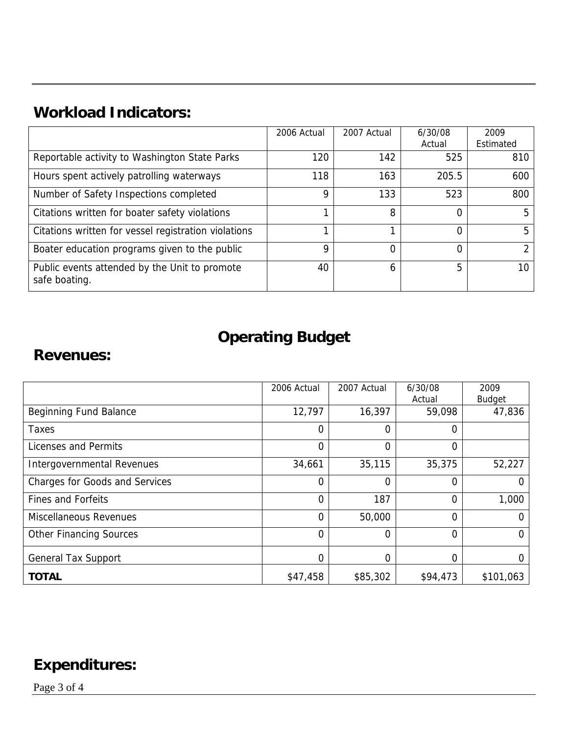## Workload Indicators:

| | 2006 Actual | 2007 Actual | 6/30/08 Actual | 2009 Estimated |
|---|---|---|---|---|
| Reportable activity to Washington State Parks | 120 | 142 | 525 | 810 |
| Hours spent actively patrolling waterways | 118 | 163 | 205.5 | 600 |
| Number of Safety Inspections completed | 9 | 133 | 523 | 800 |
| Citations written for boater safety violations | 1 | 8 | 0 | 5 |
| Citations written for vessel registration violations | 1 | 1 | 0 | 5 |
| Boater education programs given to the public | 9 | 0 | 0 | 2 |
| Public events attended by the Unit to promote safe boating. | 40 | 6 | 5 | 10 |

# Operating Budget

## Revenues:

| | 2006 Actual | 2007 Actual | 6/30/08 Actual | 2009 Budget |
|---|---|---|---|---|
| Beginning Fund Balance | 12,797 | 16,397 | 59,098 | 47,836 |
| Taxes | 0 | 0 | 0 | |
| Licenses and Permits | 0 | 0 | 0 | |
| Intergovernmental Revenues | 34,661 | 35,115 | 35,375 | 52,227 |
| Charges for Goods and Services | 0 | 0 | 0 | 0 |
| Fines and Forfeits | 0 | 187 | 0 | 1,000 |
| Miscellaneous Revenues | 0 | 50,000 | 0 | 0 |
| Other Financing Sources | 0 | 0 | 0 | 0 |
| General Tax Support | 0 | 0 | 0 | 0 |
| **TOTAL** | $47,458 | $85,302 | $94,473 | $101,063 |

## Expenditures: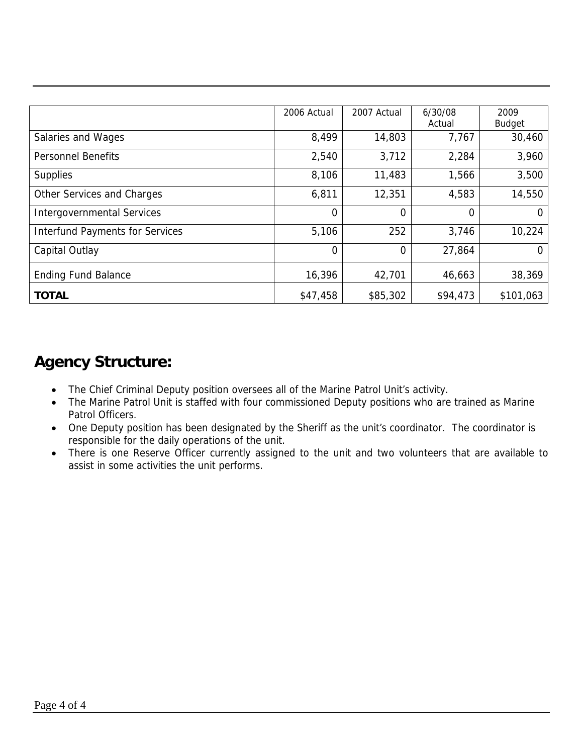| | 2006 Actual | 2007 Actual | 6/30/08 Actual | 2009 Budget |
|---|---|---|---|---|
| Salaries and Wages | 8,499 | 14,803 | 7,767 | 30,460 |
| Personnel Benefits | 2,540 | 3,712 | 2,284 | 3,960 |
| Supplies | 8,106 | 11,483 | 1,566 | 3,500 |
| Other Services and Charges | 6,811 | 12,351 | 4,583 | 14,550 |
| Intergovernmental Services | 0 | 0 | 0 | 0 |
| Interfund Payments for Services | 5,106 | 252 | 3,746 | 10,224 |
| Capital Outlay | 0 | 0 | 27,864 | 0 |
| Ending Fund Balance | 16,396 | 42,701 | 46,663 | 38,369 |
| **TOTAL** | $47,458 | $85,302 | $94,473 | $101,063 |

## Agency Structure:

- The Chief Criminal Deputy position oversees all of the Marine Patrol Unit's activity.
- The Marine Patrol Unit is staffed with four commissioned Deputy positions who are trained as Marine Patrol Officers.
- One Deputy position has been designated by the Sheriff as the unit's coordinator. The coordinator is responsible for the daily operations of the unit.
- There is one Reserve Officer currently assigned to the unit and two volunteers that are available to assist in some activities the unit performs.